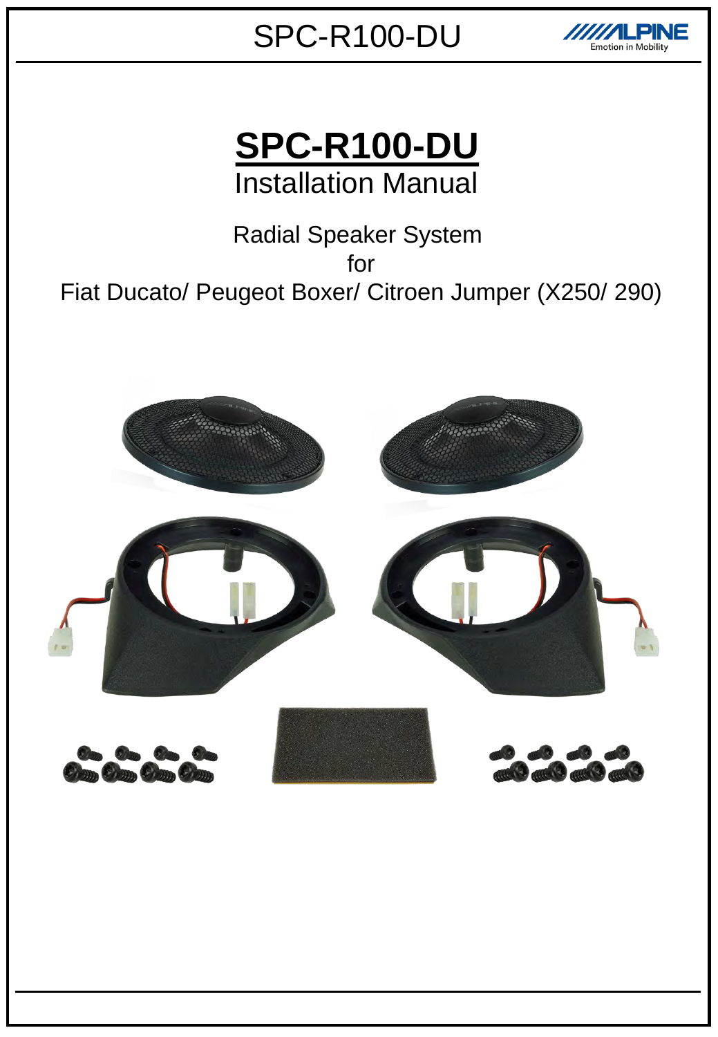# SPC-R100-DU

Installation Manual

Radial Speaker System

for

Fiat Ducato/ Peugeot Boxer/ Citroen Jumper (X250/ 290)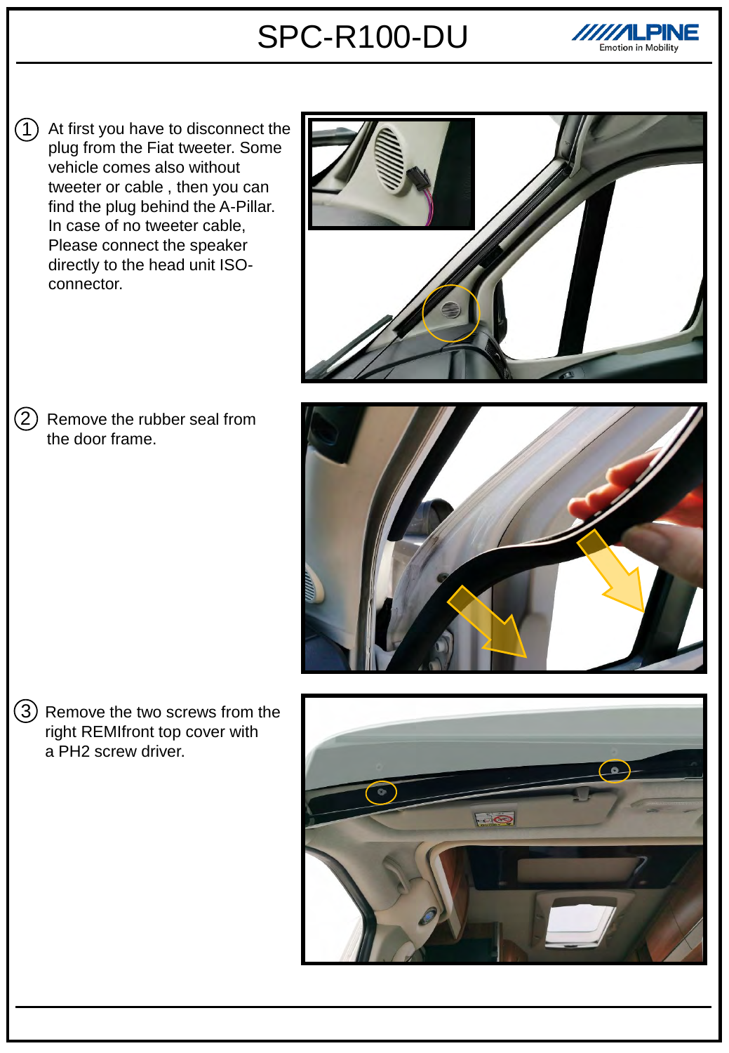# SPC-R100-DU

1. At first you have to disconnect the plug from the Fiat tweeter. Some vehicle comes also without tweeter or cable , then you can find the plug behind the A-Pillar. In case of no tweeter cable, Please connect the speaker directly to the head unit ISO-connector.

2. Remove the rubber seal from the door frame.

3. Remove the two screws from the right REMIfront top cover with a PH2 screw driver.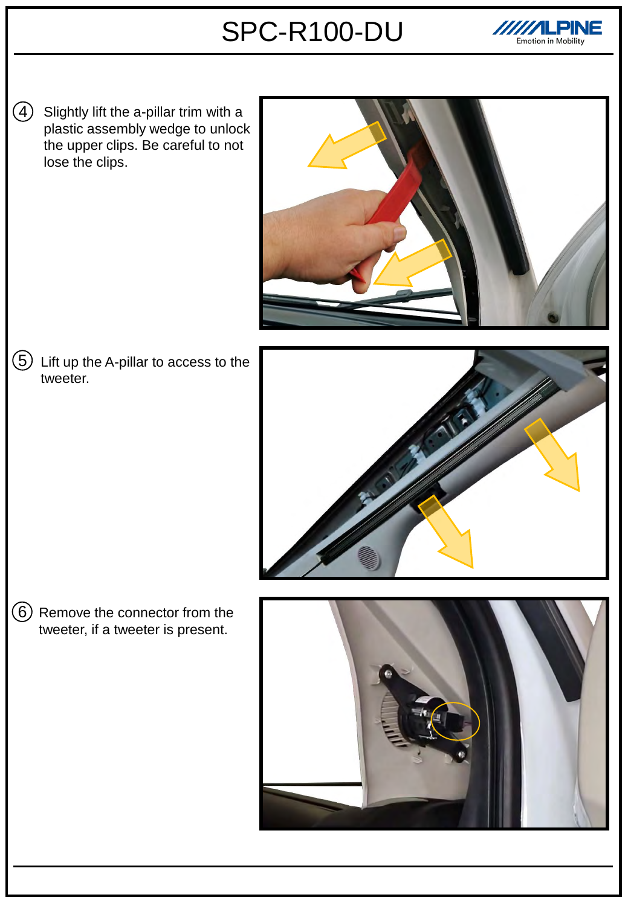4. Slightly lift the a-pillar trim with a plastic assembly wedge to unlock the upper clips. Be careful to not lose the clips.

5. Lift up the A-pillar to access to the tweeter.

6. Remove the connector from the tweeter, if a tweeter is present.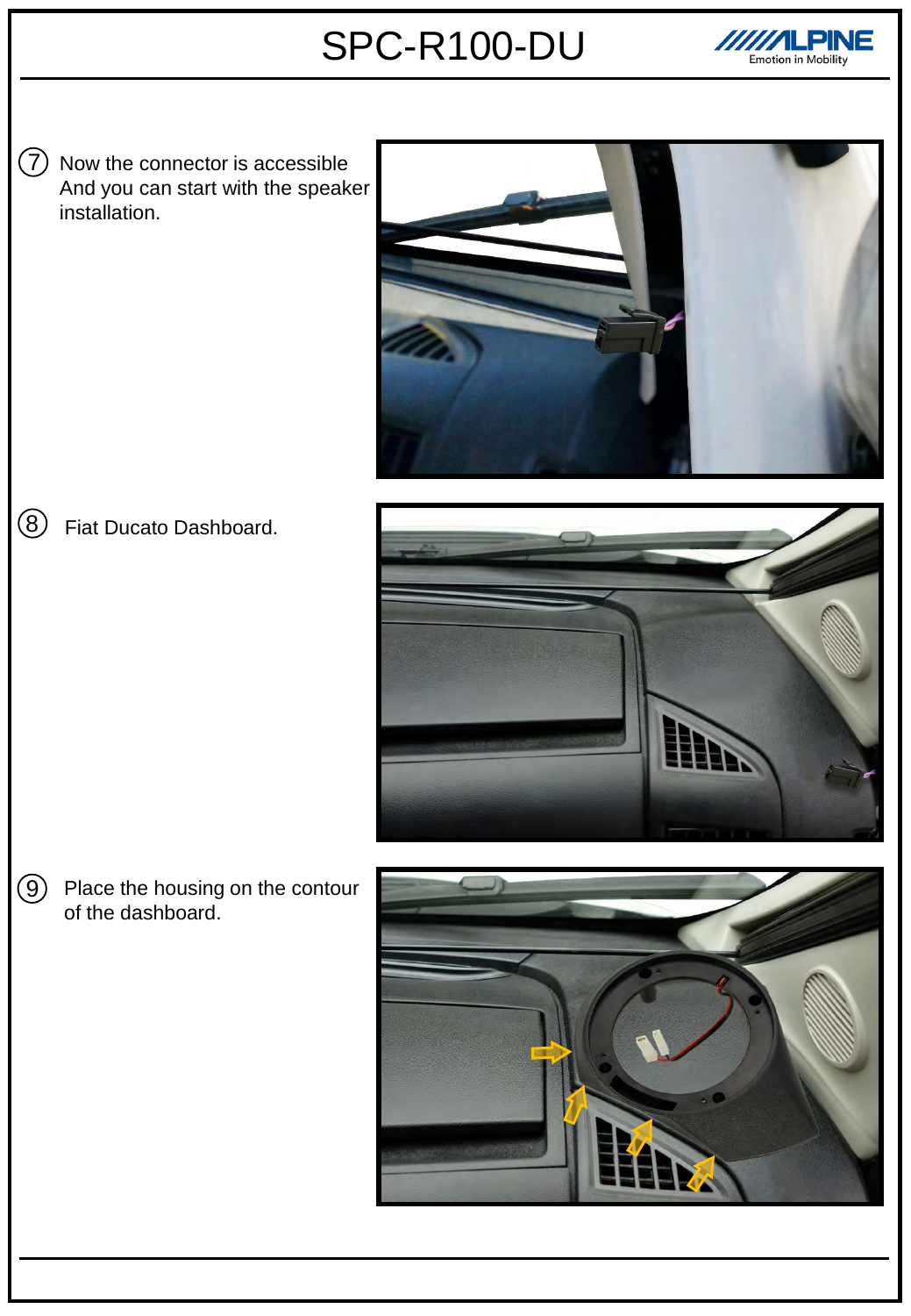⑦ Now the connector is accessible
And you can start with the speaker installation.

⑧ Fiat Ducato Dashboard.

⑨ Place the housing on the contour of the dashboard.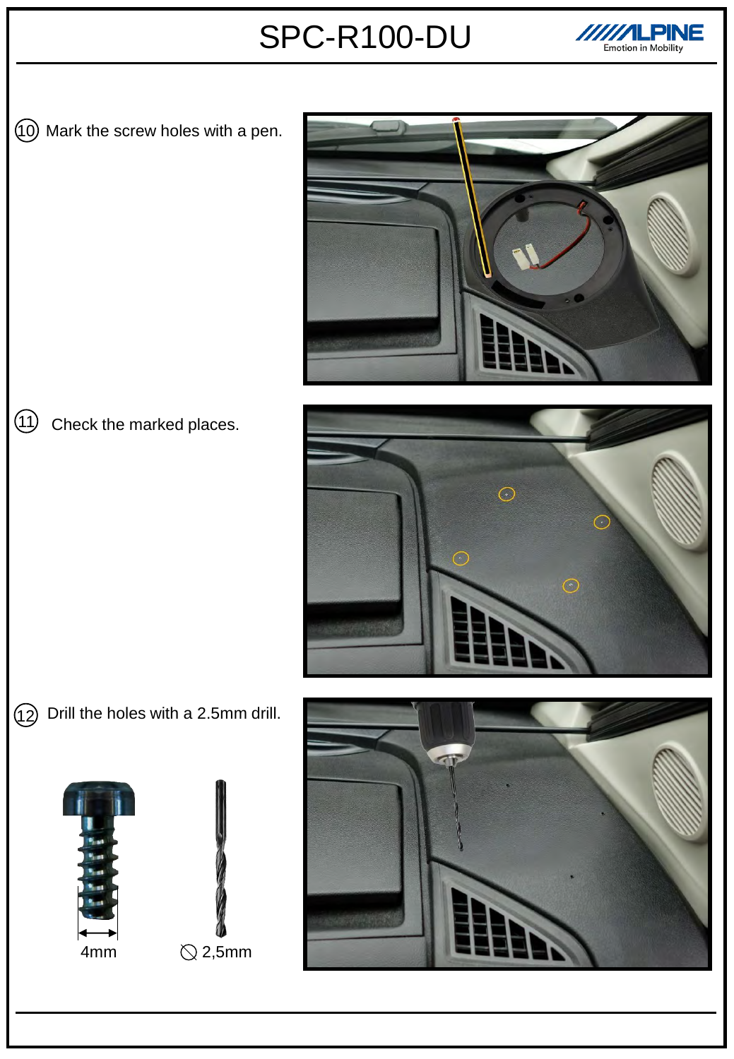⑩ Mark the screw holes with a pen.

⑪ Check the marked places.

⑫ Drill the holes with a 2.5mm drill.

4mm

⃠ 2,5mm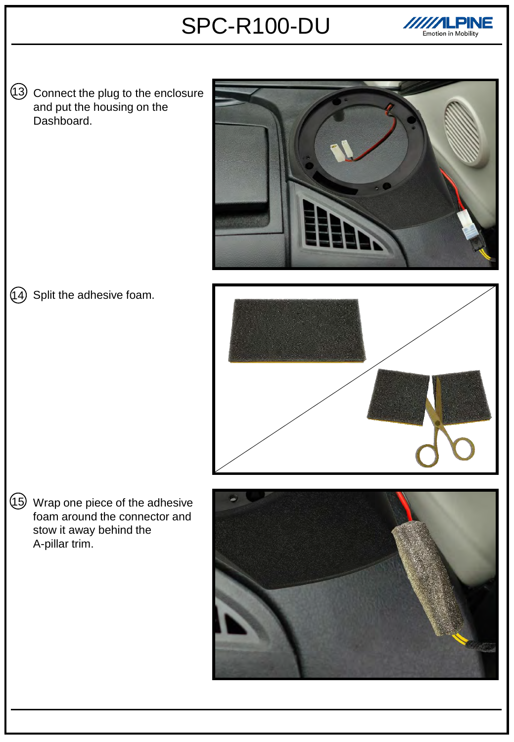⑬ Connect the plug to the enclosure and put the housing on the Dashboard.

⑭ Split the adhesive foam.

⑮ Wrap one piece of the adhesive foam around the connector and stow it away behind the A-pillar trim.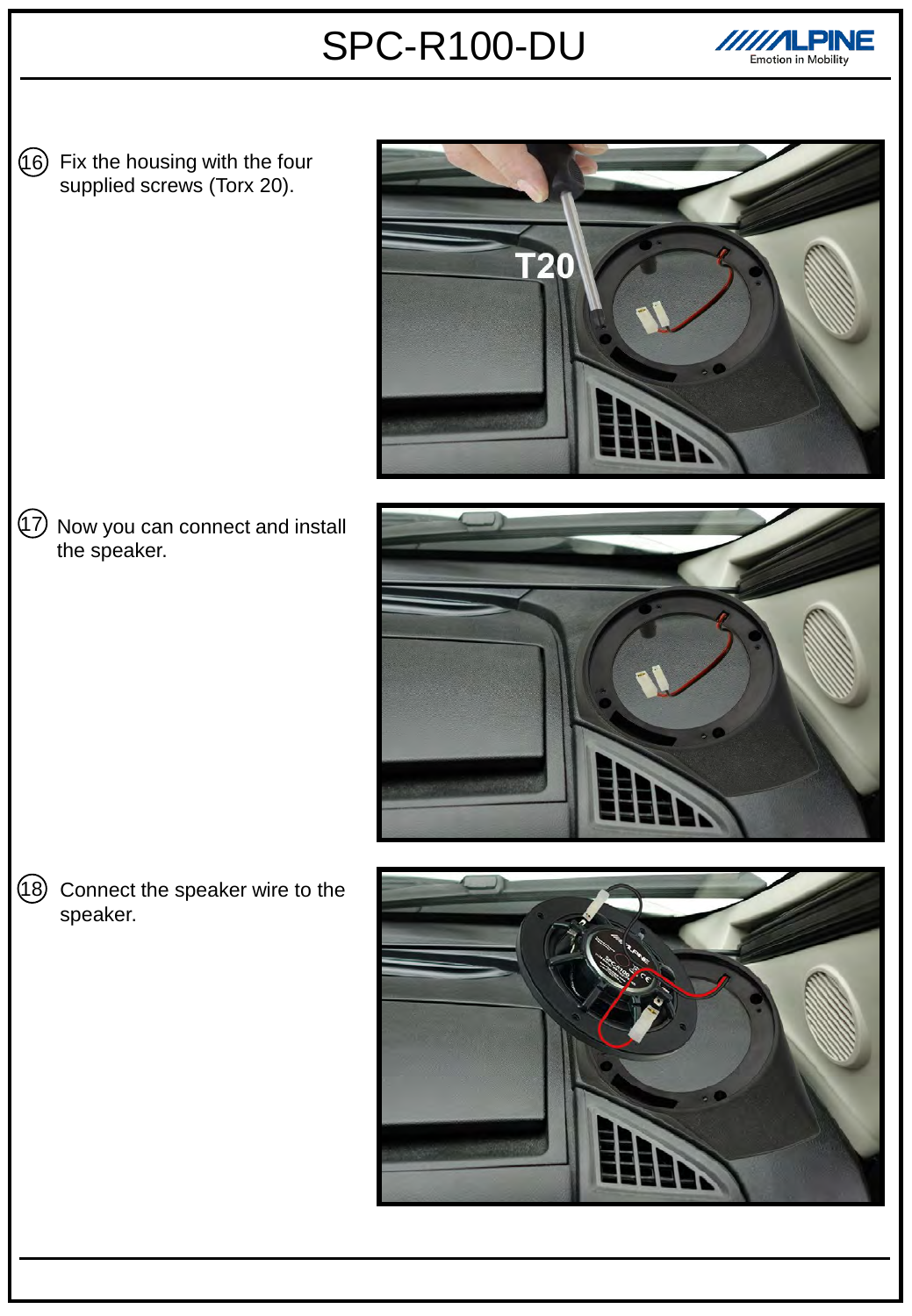16. Fix the housing with the four supplied screws (Torx 20).

17. Now you can connect and install the speaker.

18. Connect the speaker wire to the speaker.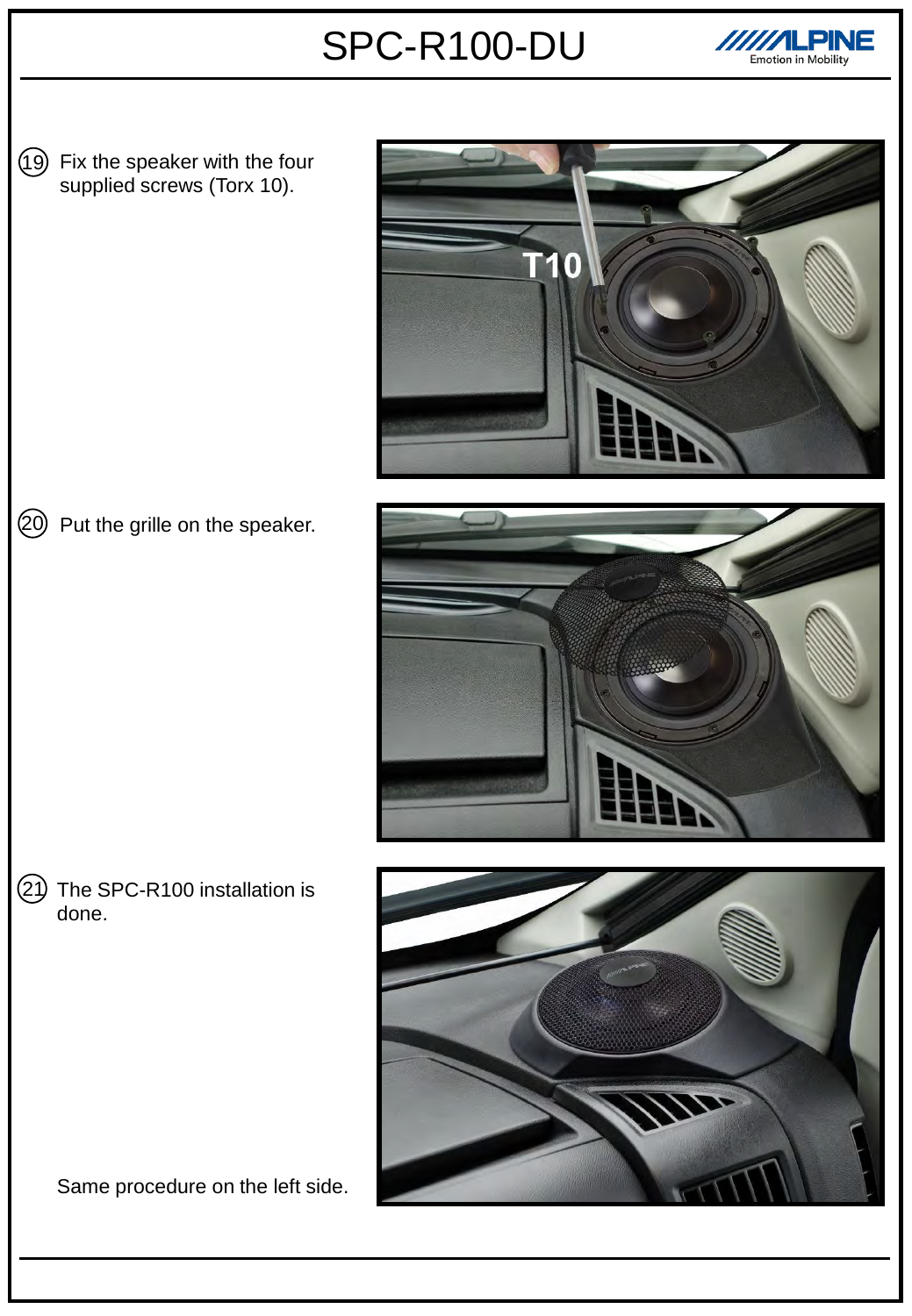⑲ Fix the speaker with the four supplied screws (Torx 10).

T10

⑳ Put the grille on the speaker.

㉑ The SPC-R100 installation is done.

Same procedure on the left side.